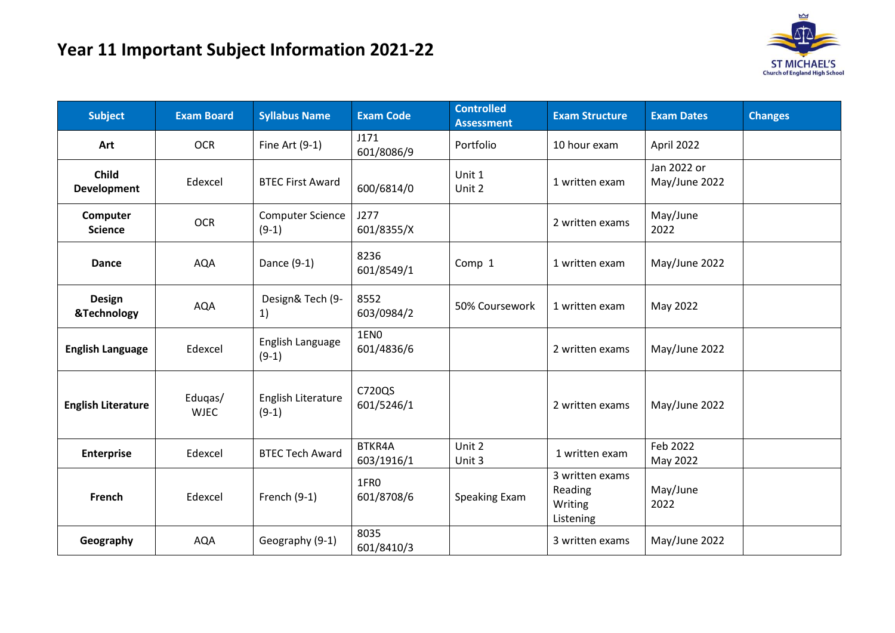# Year 11 Important Subject Information 2021-22

ST MICHAEL'S
Church of England High School

| Subject | Exam Board | Syllabus Name | Exam Code | Controlled Assessment | Exam Structure | Exam Dates | Changes |
|---|---|---|---|---|---|---|---|
| **Art** | OCR | Fine Art (9-1) | J171<br>601/8086/9 | Portfolio | 10 hour exam | April 2022 | |
| **Child Development** | Edexcel | BTEC First Award | 600/6814/0 | Unit 1<br>Unit 2 | 1 written exam | Jan 2022 or May/June 2022 | |
| **Computer Science** | OCR | Computer Science (9-1) | J277<br>601/8355/X | | 2 written exams | May/June 2022 | |
| **Dance** | AQA | Dance (9-1) | 8236<br>601/8549/1 | Comp 1 | 1 written exam | May/June 2022 | |
| **Design &Technology** | AQA | Design& Tech (9-1) | 8552<br>603/0984/2 | 50% Coursework | 1 written exam | May 2022 | |
| **English Language** | Edexcel | English Language (9-1) | 1EN0<br>601/4836/6 | | 2 written exams | May/June 2022 | |
| **English Literature** | Eduqas/ WJEC | English Literature (9-1) | C720QS<br>601/5246/1 | | 2 written exams | May/June 2022 | |
| **Enterprise** | Edexcel | BTEC Tech Award | BTKR4A<br>603/1916/1 | Unit 2<br>Unit 3 | 1 written exam | Feb 2022<br>May 2022 | |
| **French** | Edexcel | French (9-1) | 1FR0<br>601/8708/6 | Speaking Exam | 3 written exams<br>Reading<br>Writing<br>Listening | May/June 2022 | |
| **Geography** | AQA | Geography (9-1) | 8035<br>601/8410/3 | | 3 written exams | May/June 2022 | |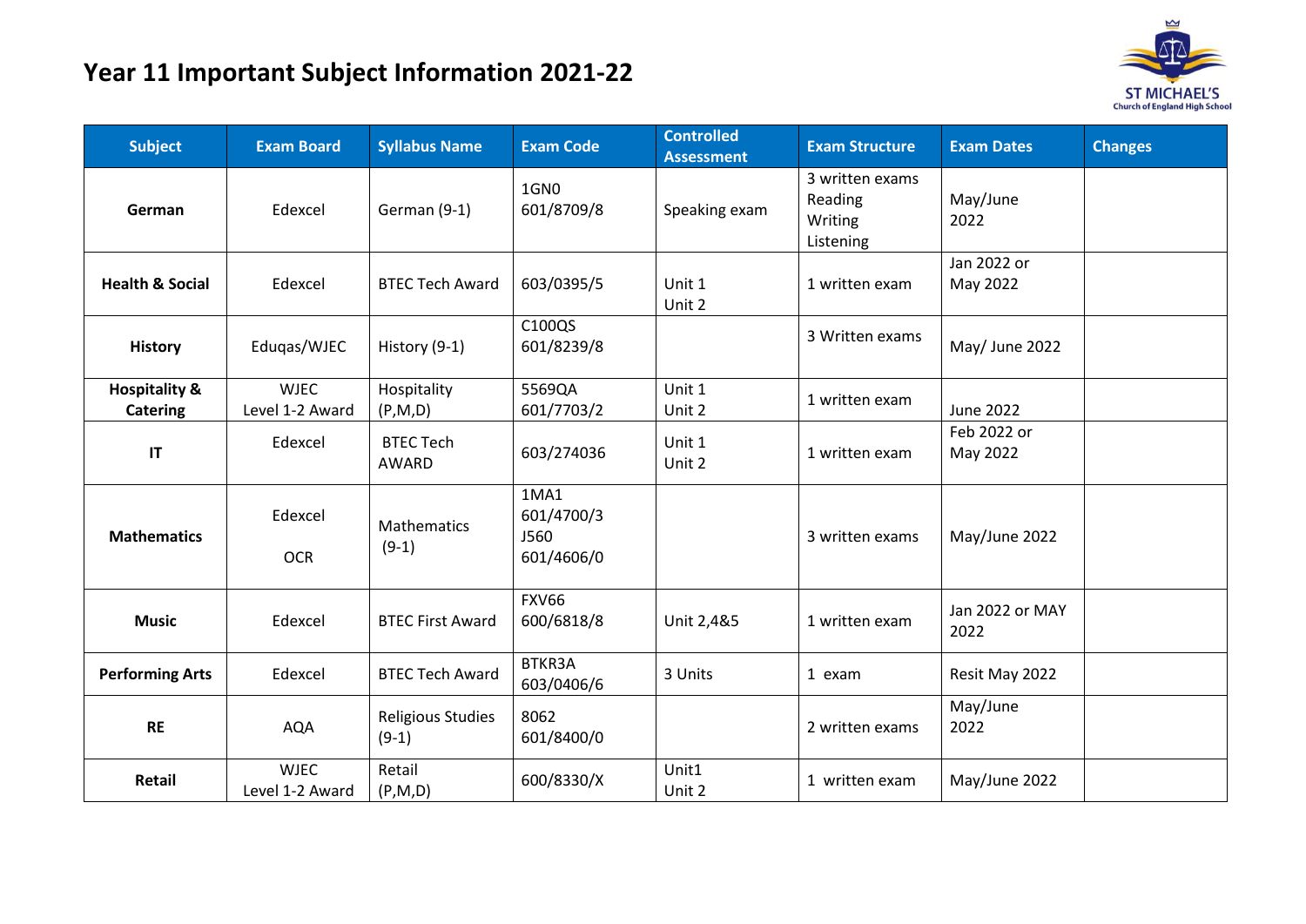# Year 11 Important Subject Information 2021-22

ST MICHAEL'S
Church of England High School

| Subject | Exam Board | Syllabus Name | Exam Code | Controlled Assessment | Exam Structure | Exam Dates | Changes |
|---|---|---|---|---|---|---|---|
| **German** | Edexcel | German (9-1) | 1GN0 601/8709/8 | Speaking exam | 3 written exams Reading Writing Listening | May/June 2022 | |
| **Health & Social** | Edexcel | BTEC Tech Award | 603/0395/5 | Unit 1 Unit 2 | 1 written exam | Jan 2022 or May 2022 | |
| **History** | Eduqas/WJEC | History (9-1) | C100QS 601/8239/8 | | 3 Written exams | May/ June 2022 | |
| **Hospitality & Catering** | WJEC Level 1-2 Award | Hospitality (P,M,D) | 5569QA 601/7703/2 | Unit 1 Unit 2 | 1 written exam | June 2022 | |
| **IT** | Edexcel | BTEC Tech AWARD | 603/274036 | Unit 1 Unit 2 | 1 written exam | Feb 2022 or May 2022 | |
| **Mathematics** | Edexcel OCR | Mathematics (9-1) | 1MA1 601/4700/3 J560 601/4606/0 | | 3 written exams | May/June 2022 | |
| **Music** | Edexcel | BTEC First Award | FXV66 600/6818/8 | Unit 2,4&5 | 1 written exam | Jan 2022 or MAY 2022 | |
| **Performing Arts** | Edexcel | BTEC Tech Award | BTKR3A 603/0406/6 | 3 Units | 1 exam | Resit May 2022 | |
| **RE** | AQA | Religious Studies (9-1) | 8062 601/8400/0 | | 2 written exams | May/June 2022 | |
| **Retail** | WJEC Level 1-2 Award | Retail (P,M,D) | 600/8330/X | Unit1 Unit 2 | 1 written exam | May/June 2022 | |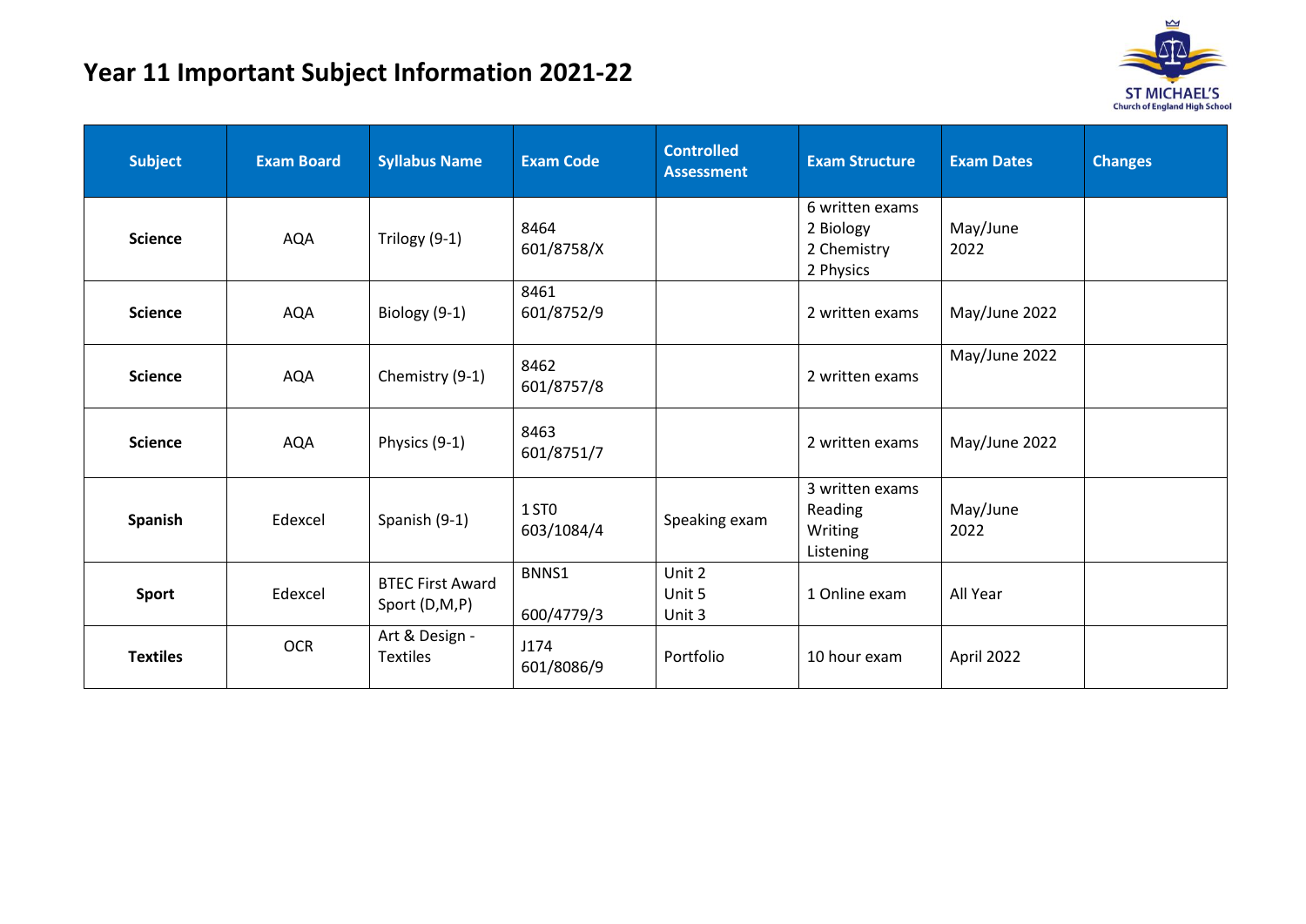# Year 11 Important Subject Information 2021-22

| Subject | Exam Board | Syllabus Name | Exam Code | Controlled Assessment | Exam Structure | Exam Dates | Changes |
|---|---|---|---|---|---|---|---|
| **Science** | AQA | Trilogy (9-1) | 8464<br>601/8758/X | | 6 written exams<br>2 Biology<br>2 Chemistry<br>2 Physics | May/June 2022 | |
| **Science** | AQA | Biology (9-1) | 8461<br>601/8752/9 | | 2 written exams | May/June 2022 | |
| **Science** | AQA | Chemistry (9-1) | 8462<br>601/8757/8 | | 2 written exams | May/June 2022 | |
| **Science** | AQA | Physics (9-1) | 8463<br>601/8751/7 | | 2 written exams | May/June 2022 | |
| **Spanish** | Edexcel | Spanish (9-1) | 1 ST0<br>603/1084/4 | Speaking exam | 3 written exams<br>Reading<br>Writing<br>Listening | May/June 2022 | |
| **Sport** | Edexcel | BTEC First Award Sport (D,M,P) | BNNS1<br><br>600/4779/3 | Unit 2<br>Unit 5<br>Unit 3 | 1 Online exam | All Year | |
| **Textiles** | OCR | Art & Design - Textiles | J174<br>601/8086/9 | Portfolio | 10 hour exam | April 2022 | |